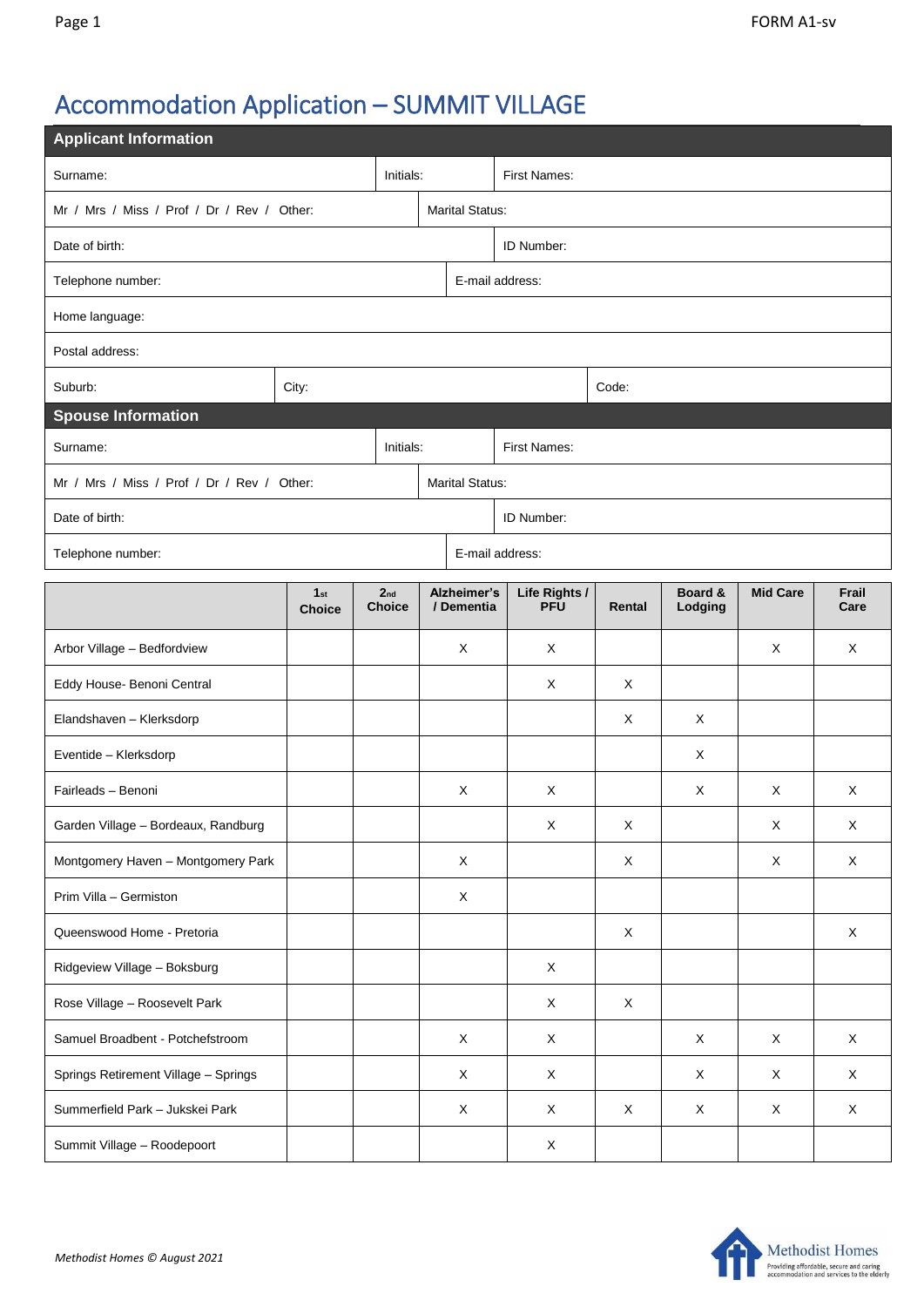# Accommodation Application – SUMMIT VILLAGE

## Applicant Information

| | | |
|---|---|---|
| Surname: | Initials: | First Names: |
| Mr / Mrs / Miss / Prof / Dr / Rev / Other: | Marital Status: | |
| Date of birth: | ID Number: | |
| Telephone number: | E-mail address: | |
| Home language: | | |
| Postal address: | | |
| Suburb: | City: | Code: |

## Spouse Information

| | | |
|---|---|---|
| Surname: | Initials: | First Names: |
| Mr / Mrs / Miss / Prof / Dr / Rev / Other: | Marital Status: | |
| Date of birth: | ID Number: | |
| Telephone number: | E-mail address: | |

| | 1st Choice | 2nd Choice | Alzheimer's / Dementia | Life Rights / PFU | Rental | Board & Lodging | Mid Care | Frail Care |
|---|---|---|---|---|---|---|---|---|
| Arbor Village – Bedfordview | | | X | X | | | X | X |
| Eddy House- Benoni Central | | | | X | X | | | |
| Elandshaven – Klerksdorp | | | | | X | X | | |
| Eventide – Klerksdorp | | | | | | X | | |
| Fairleads – Benoni | | | X | X | | X | X | X |
| Garden Village – Bordeaux, Randburg | | | | X | X | | X | X |
| Montgomery Haven – Montgomery Park | | | X | | X | | X | X |
| Prim Villa – Germiston | | | X | | | | | |
| Queenswood Home - Pretoria | | | | | X | | | X |
| Ridgeview Village – Boksburg | | | | X | | | | |
| Rose Village – Roosevelt Park | | | | X | X | | | |
| Samuel Broadbent - Potchefstroom | | | X | X | | X | X | X |
| Springs Retirement Village – Springs | | | X | X | | X | X | X |
| Summerfield Park – Jukskei Park | | | X | X | X | X | X | X |
| Summit Village – Roodepoort | | | | X | | | | |

*Methodist Homes © August 2021*

Methodist Homes
Providing affordable, secure and caring accommodation and services to the elderly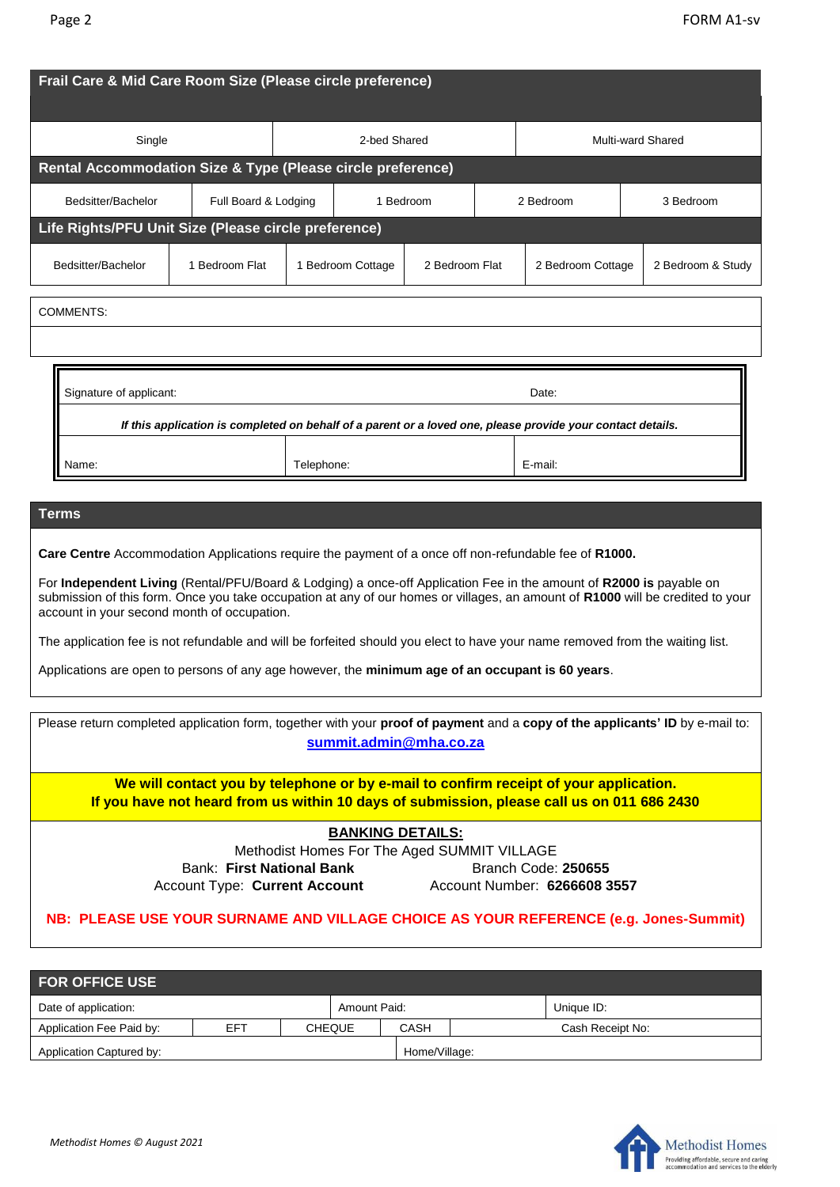## Frail Care & Mid Care Room Size (Please circle preference)

| Single | 2-bed Shared | Multi-ward Shared |
|---|---|---|

## Rental Accommodation Size & Type (Please circle preference)

| Bedsitter/Bachelor | Full Board & Lodging | 1 Bedroom | 2 Bedroom | 3 Bedroom |
|---|---|---|---|---|

## Life Rights/PFU Unit Size (Please circle preference)

| Bedsitter/Bachelor | 1 Bedroom Flat | 1 Bedroom Cottage | 2 Bedroom Flat | 2 Bedroom Cottage | 2 Bedroom & Study |
|---|---|---|---|---|---|

COMMENTS:

| Signature of applicant: | | Date: |
|---|---|---|
| *If this application is completed on behalf of a parent or a loved one, please provide your contact details.* | | |
| Name: | Telephone: | E-mail: |

## Terms

**Care Centre** Accommodation Applications require the payment of a once off non-refundable fee of **R1000.**

For **Independent Living** (Rental/PFU/Board & Lodging) a once-off Application Fee in the amount of **R2000 is** payable on submission of this form. Once you take occupation at any of our homes or villages, an amount of **R1000** will be credited to your account in your second month of occupation.

The application fee is not refundable and will be forfeited should you elect to have your name removed from the waiting list.

Applications are open to persons of any age however, the **minimum age of an occupant is 60 years**.

Please return completed application form, together with your **proof of payment** and a **copy of the applicants' ID** by e-mail to: **summit.admin@mha.co.za**

**We will contact you by telephone or by e-mail to confirm receipt of your application.**
**If you have not heard from us within 10 days of submission, please call us on 011 686 2430**

**BANKING DETAILS:**

Methodist Homes For The Aged SUMMIT VILLAGE

Bank: **First National Bank** Branch Code: **250655**

Account Type: **Current Account** Account Number: **6266608 3557**

**NB: PLEASE USE YOUR SURNAME AND VILLAGE CHOICE AS YOUR REFERENCE (e.g. Jones-Summit)**

## FOR OFFICE USE

| Date of application: | | | Amount Paid: | | Unique ID: |
|---|---|---|---|---|---|
| Application Fee Paid by: | EFT | CHEQUE | CASH | | Cash Receipt No: |
| Application Captured by: | | | Home/Village: | | |

*Methodist Homes © August 2021*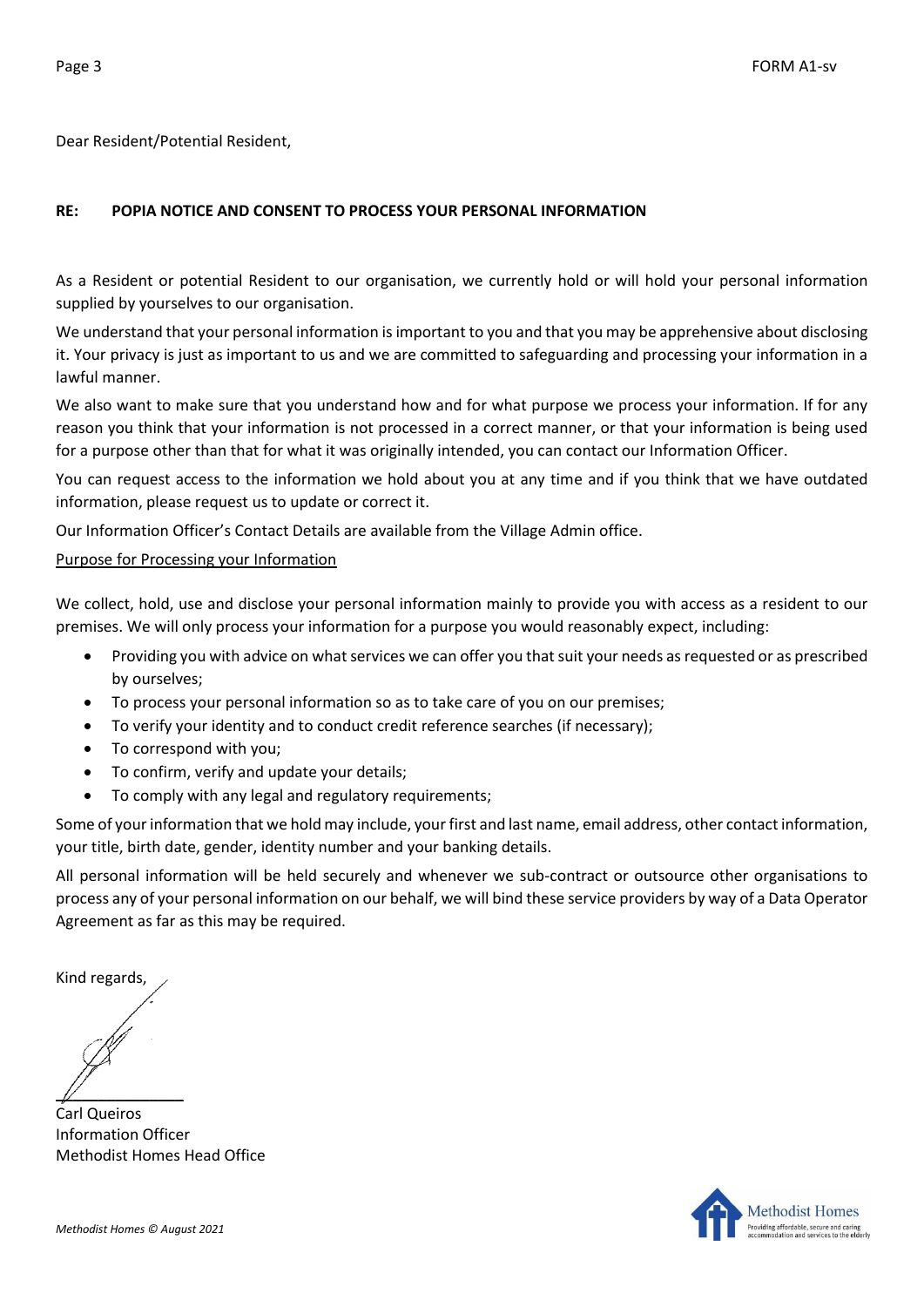Dear Resident/Potential Resident,

**RE: POPIA NOTICE AND CONSENT TO PROCESS YOUR PERSONAL INFORMATION**

As a Resident or potential Resident to our organisation, we currently hold or will hold your personal information supplied by yourselves to our organisation.

We understand that your personal information is important to you and that you may be apprehensive about disclosing it. Your privacy is just as important to us and we are committed to safeguarding and processing your information in a lawful manner.

We also want to make sure that you understand how and for what purpose we process your information. If for any reason you think that your information is not processed in a correct manner, or that your information is being used for a purpose other than that for what it was originally intended, you can contact our Information Officer.

You can request access to the information we hold about you at any time and if you think that we have outdated information, please request us to update or correct it.

Our Information Officer's Contact Details are available from the Village Admin office.

<u>Purpose for Processing your Information</u>

We collect, hold, use and disclose your personal information mainly to provide you with access as a resident to our premises. We will only process your information for a purpose you would reasonably expect, including:

- Providing you with advice on what services we can offer you that suit your needs as requested or as prescribed by ourselves;
- To process your personal information so as to take care of you on our premises;
- To verify your identity and to conduct credit reference searches (if necessary);
- To correspond with you;
- To confirm, verify and update your details;
- To comply with any legal and regulatory requirements;

Some of your information that we hold may include, your first and last name, email address, other contact information, your title, birth date, gender, identity number and your banking details.

All personal information will be held securely and whenever we sub-contract or outsource other organisations to process any of your personal information on our behalf, we will bind these service providers by way of a Data Operator Agreement as far as this may be required.

Kind regards,

Carl Queiros
Information Officer
Methodist Homes Head Office

*Methodist Homes © August 2021*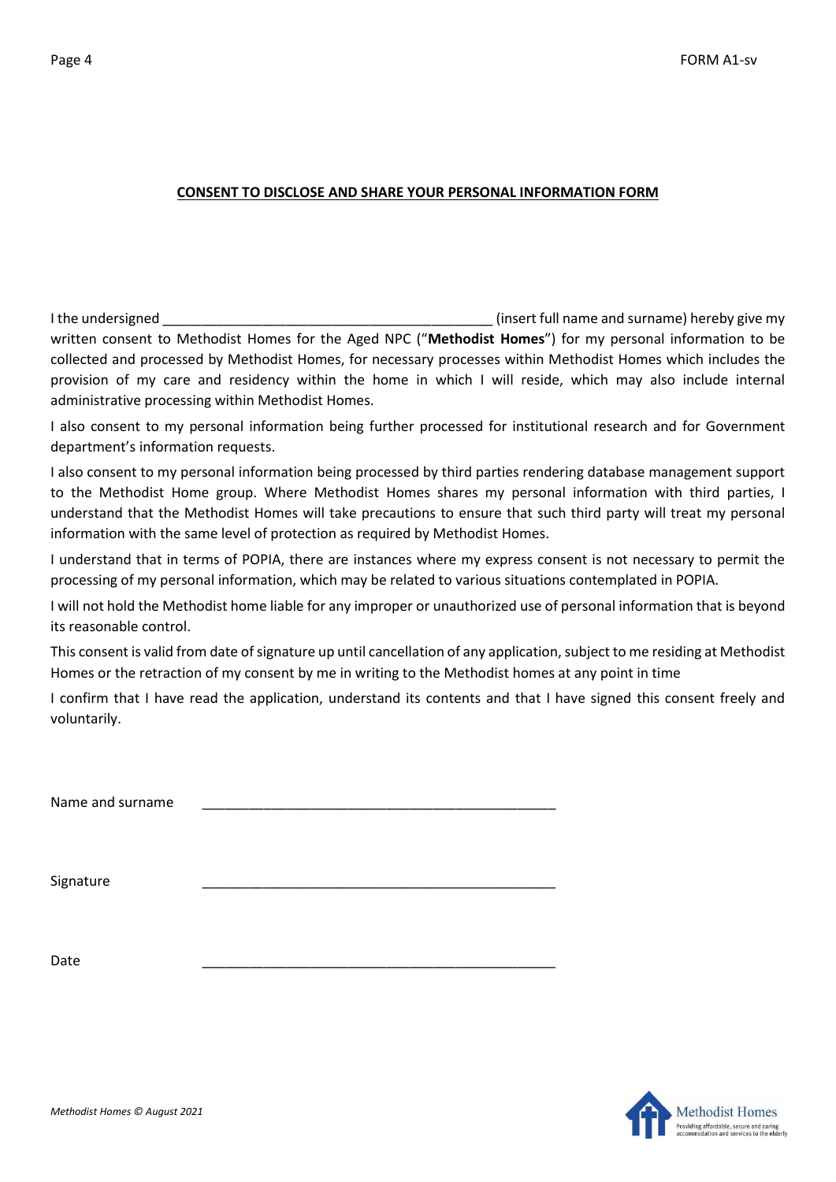**CONSENT TO DISCLOSE AND SHARE YOUR PERSONAL INFORMATION FORM**

I the undersigned ___________________________________________ (insert full name and surname) hereby give my written consent to Methodist Homes for the Aged NPC ("**Methodist Homes**") for my personal information to be collected and processed by Methodist Homes, for necessary processes within Methodist Homes which includes the provision of my care and residency within the home in which I will reside, which may also include internal administrative processing within Methodist Homes.

I also consent to my personal information being further processed for institutional research and for Government department's information requests.

I also consent to my personal information being processed by third parties rendering database management support to the Methodist Home group. Where Methodist Homes shares my personal information with third parties, I understand that the Methodist Homes will take precautions to ensure that such third party will treat my personal information with the same level of protection as required by Methodist Homes.

I understand that in terms of POPIA, there are instances where my express consent is not necessary to permit the processing of my personal information, which may be related to various situations contemplated in POPIA.

I will not hold the Methodist home liable for any improper or unauthorized use of personal information that is beyond its reasonable control.

This consent is valid from date of signature up until cancellation of any application, subject to me residing at Methodist Homes or the retraction of my consent by me in writing to the Methodist homes at any point in time

I confirm that I have read the application, understand its contents and that I have signed this consent freely and voluntarily.

Name and surname ______________________________________________

Signature ______________________________________________

Date ______________________________________________

*Methodist Homes © August 2021*

Methodist Homes
Providing affordable, secure and caring accommodation and services to the elderly